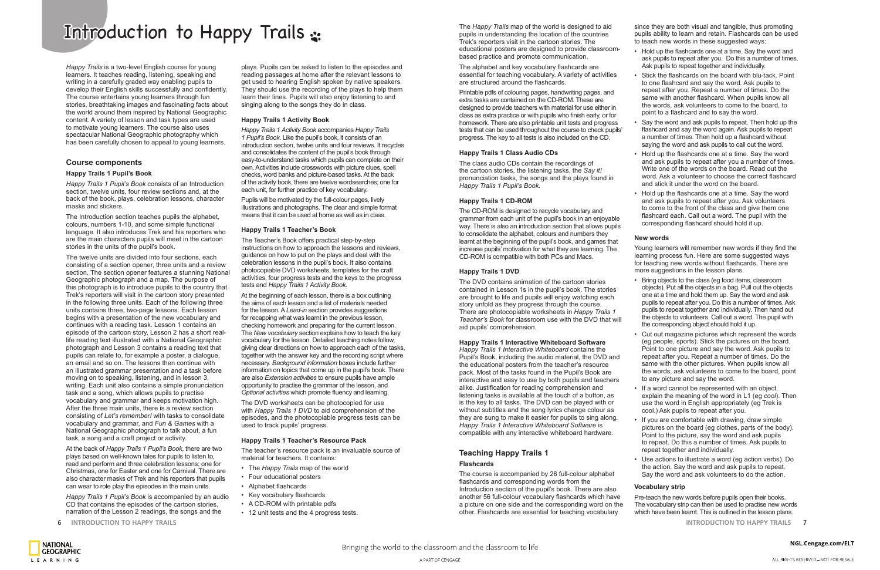# Introduction to Happy Trails

*Happy Trails* is a two-level English course for young learners. It teaches reading, listening, speaking and writing in a carefully graded way enabling pupils to develop their English skills successfully and confidently. The course entertains young learners through fun stories, breathtaking images and fascinating facts about the world around them inspired by National Geographic content. A variety of lesson and task types are used to motivate young learners. The course also uses spectacular National Geographic photography which has been carefully chosen to appeal to young learners.

## Course components

### Happy Trails 1 Pupil's Book

*Happy Trails 1 Pupil's Book* consists of an Introduction section, twelve units, four review sections and, at the back of the book, plays, celebration lessons, character masks and stickers.

The Introduction section teaches pupils the alphabet, colours, numbers 1-10, and some simple functional language. It also introduces Trek and his reporters who are the main characters pupils will meet in the cartoon stories in the units of the pupil's book.

The twelve units are divided into four sections, each consisting of a section opener, three units and a review section. The section opener features a stunning National Geographic photograph and a map. The purpose of this photograph is to introduce pupils to the country that Trek's reporters will visit in the cartoon story presented in the following three units. Each of the following three units contains three, two-page lessons. Each lesson begins with a presentation of the new vocabulary and continues with a reading task. Lesson 1 contains an episode of the cartoon story, Lesson 2 has a short real-life reading text illustrated with a National Geographic photograph and Lesson 3 contains a reading text that pupils can relate to, for example a poster, a dialogue, an email and so on. The lessons then continue with an illustrated grammar presentation and a task before moving on to speaking, listening, and in lesson 3, writing. Each unit also contains a simple pronunciation task and a song, which allows pupils to practise vocabulary and grammar and keeps motivation high. After the three main units, there is a review section consisting of *Let's remember!* with tasks to consolidate vocabulary and grammar, and *Fun & Games* with a National Geographic photograph to talk about, a fun task, a song and a craft project or activity.

At the back of *Happy Trails 1 Pupil's Book*, there are two plays based on well-known tales for pupils to listen to, read and perform and three celebration lessons; one for Christmas, one for Easter and one for Carnival. There are also character masks of Trek and his reporters that pupils can wear to role play the episodes in the main units.

*Happy Trails 1 Pupil's Book* is accompanied by an audio CD that contains the episodes of the cartoon stories, narration of the Lesson 2 readings, the songs and the plays. Pupils can be asked to listen to the episodes and reading passages at home after the relevant lessons to get used to hearing English spoken by native speakers. They should use the recording of the plays to help them learn their lines. Pupils will also enjoy listening to and singing along to the songs they do in class.

### Happy Trails 1 Activity Book

*Happy Trails 1 Activity Book* accompanies *Happy Trails 1 Pupil's Book*. Like the pupil's book, it consists of an introduction section, twelve units and four reviews. It recycles and consolidates the content of the pupil's book through easy-to-understand tasks which pupils can complete on their own. Activities include crosswords with picture clues, spell checks, word banks and picture-based tasks. At the back of the activity book, there are twelve wordsearches; one for each unit, for further practice of key vocabulary.

Pupils will be motivated by the full-colour pages, lively illustrations and photographs. The clear and simple format means that it can be used at home as well as in class.

### Happy Trails 1 Teacher's Book

The Teacher's Book offers practical step-by-step instructions on how to approach the lessons and reviews, guidance on how to put on the plays and deal with the celebration lessons in the pupil's book. It also contains photocopiable DVD worksheets, templates for the craft activities, four progress tests and the keys to the progress tests and *Happy Trails 1 Activity Book*.

At the beginning of each lesson, there is a box outlining the aims of each lesson and a list of materials needed for the lesson. A *Lead-in* section provides suggestions for recapping what was learnt in the previous lesson, checking homework and preparing for the current lesson. The *New vocabulary* section explains how to teach the key vocabulary for the lesson. Detailed teaching notes follow, giving clear directions on how to approach each of the tasks, together with the answer key and the recording script where necessary. *Background information* boxes include further information on topics that come up in the pupil's book. There are also *Extension activities* to ensure pupils have ample opportunity to practise the grammar of the lesson, and *Optional activities* which promote fluency and learning.

The DVD worksheets can be photocopied for use with *Happy Trails 1 DVD* to aid comprehension of the episodes, and the photocopiable progress tests can be used to track pupils' progress.

### Happy Trails 1 Teacher's Resource Pack

The teacher's resource pack is an invaluable source of material for teachers. It contains:

- The *Happy Trails* map of the world
- Four educational posters
- Alphabet flashcards
- Key vocabulary flashcards
- A CD-ROM with printable pdfs
- 12 unit tests and the 4 progress tests.

The *Happy Trails* map of the world is designed to aid pupils in understanding the location of the countries Trek's reporters visit in the cartoon stories. The educational posters are designed to provide classroom-based practice and promote communication.

The alphabet and key vocabulary flashcards are essential for teaching vocabulary. A variety of activities are structured around the flashcards.

Printable pdfs of colouring pages, handwriting pages, and extra tasks are contained on the CD-ROM. These are designed to provide teachers with material for use either in class as extra practice or with pupils who finish early, or for homework. There are also printable unit tests and progress tests that can be used throughout the course to check pupils' progress. The key to all tests is also included on the CD.

### Happy Trails 1 Class Audio CDs

The class audio CDs contain the recordings of the cartoon stories, the listening tasks, the *Say it!* pronunciation tasks, the songs and the plays found in *Happy Trails 1 Pupil's Book*.

### Happy Trails 1 CD-ROM

The CD-ROM is designed to recycle vocabulary and grammar from each unit of the pupil's book in an enjoyable way. There is also an introduction section that allows pupils to consolidate the alphabet, colours and numbers they learnt at the beginning of the pupil's book, and games that increase pupils' motivation for what they are learning. The CD-ROM is compatible with both PCs and Macs.

### Happy Trails 1 DVD

The DVD contains animation of the cartoon stories contained in Lesson 1s in the pupil's book. The stories are brought to life and pupils will enjoy watching each story unfold as they progress through the course. There are photocopiable worksheets in *Happy Trails 1 Teacher's Book* for classroom use with the DVD that will aid pupils' comprehension.

### Happy Trails 1 Interactive Whiteboard Software

*Happy Trails 1 Interactive Whiteboard* contains the Pupil's Book, including the audio material, the DVD and the educational posters from the teacher's resource pack. Most of the tasks found in the Pupil's Book are interactive and easy to use by both pupils and teachers alike. Justification for reading comprehension and listening tasks is available at the touch of a button, as is the key to all tasks. The DVD can be played with or without subtitles and the song lyrics change colour as they are sung to make it easier for pupils to sing along. *Happy Trails 1 Interactive Whiteboard Software* is compatible with any interactive whiteboard hardware.

## Teaching Happy Trails 1

### Flashcards

The course is accompanied by 26 full-colour alphabet flashcards and corresponding words from the Introduction section of the pupil's book. There are also another 56 full-colour vocabulary flashcards which have a picture on one side and the corresponding word on the other. Flashcards are essential for teaching vocabulary since they are both visual and tangible, thus promoting pupils ability to learn and retain. Flashcards can be used to teach new words in these suggested ways:

- Hold up the flashcards one at a time. Say the word and ask pupils to repeat after you. Do this a number of times. Ask pupils to repeat together and individually.
- Stick the flashcards on the board with blu-tack. Point to one flashcard and say the word. Ask pupils to repeat after you. Repeat a number of times. Do the same with another flashcard. When pupils know all the words, ask volunteers to come to the board, to point to a flashcard and to say the word.
- Say the word and ask pupils to repeat. Then hold up the flashcard and say the word again. Ask pupils to repeat a number of times. Then hold up a flashcard without saying the word and ask pupils to call out the word.
- Hold up the flashcards one at a time. Say the word and ask pupils to repeat after you a number of times. Write one of the words on the board. Read out the word. Ask a volunteer to choose the correct flashcard and stick it under the word on the board.
- Hold up the flashcards one at a time. Say the word and ask pupils to repeat after you. Ask volunteers to come to the front of the class and give them one flashcard each. Call out a word. The pupil with the corresponding flashcard should hold it up.

### New words

Young learners will remember new words if they find the learning process fun. Here are some suggested ways for teaching new words without flashcards. There are more suggestions in the lesson plans.

- Bring objects to the class (eg food items, classroom objects). Put all the objects in a bag. Pull out the objects one at a time and hold them up. Say the word and ask pupils to repeat after you. Do this a number of times. Ask pupils to repeat together and individually. Then hand out the objects to volunteers. Call out a word. The pupil with the corresponding object should hold it up.
- Cut out magazine pictures which represent the words (eg people, sports). Stick the pictures on the board. Point to one picture and say the word. Ask pupils to repeat after you. Repeat a number of times. Do the same with the other pictures. When pupils know all the words, ask volunteers to come to the board, point to any picture and say the word.
- If a word cannot be represented with an object, explain the meaning of the word in L1 (eg *cool*). Then use the word in English appropriately (eg Trek is cool.) Ask pupils to repeat after you.
- If you are comfortable with drawing, draw simple pictures on the board (eg clothes, parts of the body). Point to the picture, say the word and ask pupils to repeat. Do this a number of times. Ask pupils to repeat together and individually.
- Use actions to illustrate a word (eg action verbs). Do the action. Say the word and ask pupils to repeat. Say the word and ask volunteers to do the action.

### Vocabulary strip

Pre-teach the new words before pupils open their books. The vocabulary strip can then be used to practise new words which have been learnt. This is outlined in the lesson plans.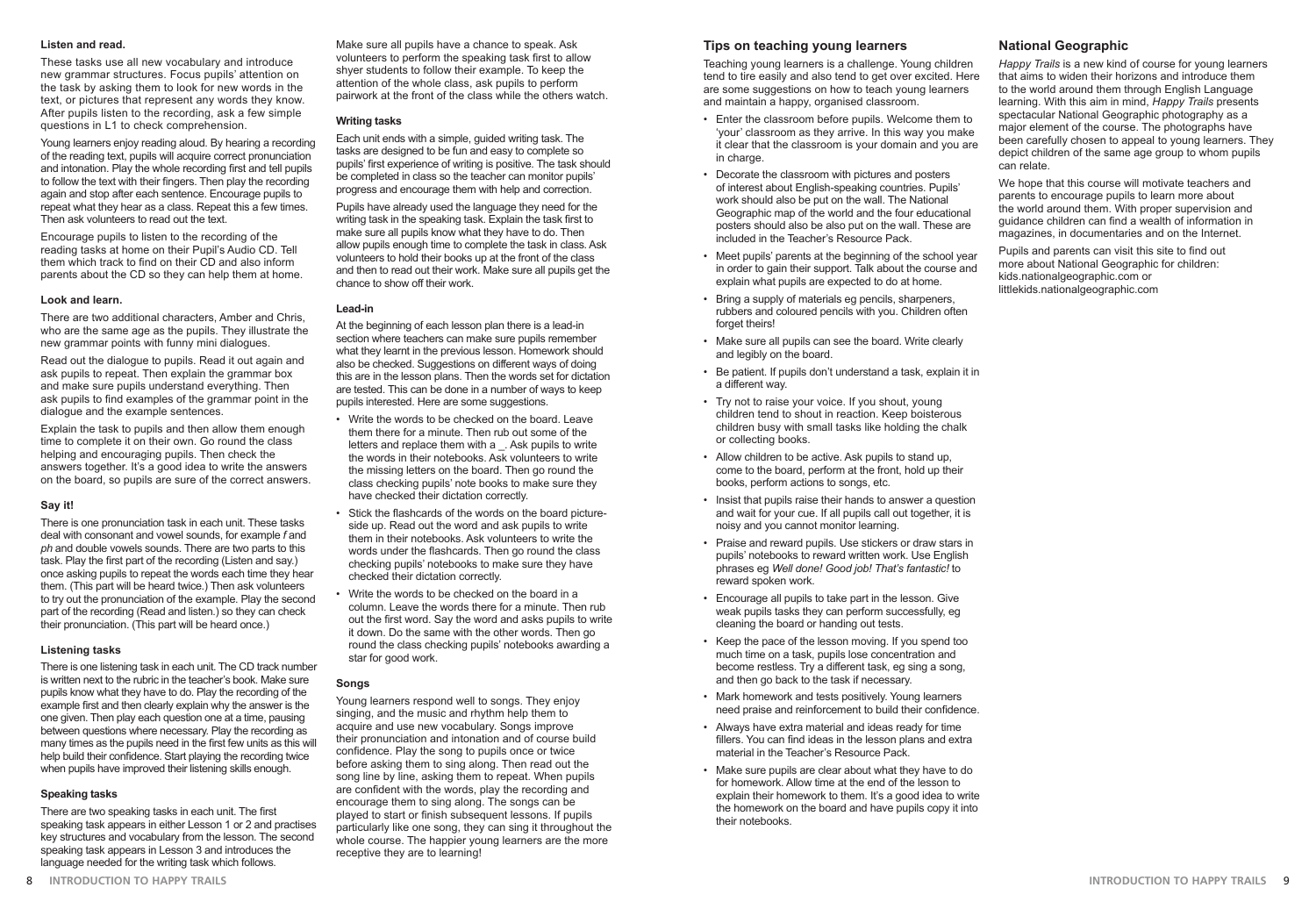#### Listen and read.

These tasks use all new vocabulary and introduce new grammar structures. Focus pupils' attention on the task by asking them to look for new words in the text, or pictures that represent any words they know. After pupils listen to the recording, ask a few simple questions in L1 to check comprehension.

Young learners enjoy reading aloud. By hearing a recording of the reading text, pupils will acquire correct pronunciation and intonation. Play the whole recording first and tell pupils to follow the text with their fingers. Then play the recording again and stop after each sentence. Encourage pupils to repeat what they hear as a class. Repeat this a few times. Then ask volunteers to read out the text.

Encourage pupils to listen to the recording of the reading tasks at home on their Pupil's Audio CD. Tell them which track to find on their CD and also inform parents about the CD so they can help them at home.

#### Look and learn.

There are two additional characters, Amber and Chris, who are the same age as the pupils. They illustrate the new grammar points with funny mini dialogues.

Read out the dialogue to pupils. Read it out again and ask pupils to repeat. Then explain the grammar box and make sure pupils understand everything. Then ask pupils to find examples of the grammar point in the dialogue and the example sentences.

Explain the task to pupils and then allow them enough time to complete it on their own. Go round the class helping and encouraging pupils. Then check the answers together. It's a good idea to write the answers on the board, so pupils are sure of the correct answers.

#### Say it!

There is one pronunciation task in each unit. These tasks deal with consonant and vowel sounds, for example *f* and *ph* and double vowels sounds. There are two parts to this task. Play the first part of the recording (Listen and say.) once asking pupils to repeat the words each time they hear them. (This part will be heard twice.) Then ask volunteers to try out the pronunciation of the example. Play the second part of the recording (Read and listen.) so they can check their pronunciation. (This part will be heard once.)

#### Listening tasks

There is one listening task in each unit. The CD track number is written next to the rubric in the teacher's book. Make sure pupils know what they have to do. Play the recording of the example first and then clearly explain why the answer is the one given. Then play each question one at a time, pausing between questions where necessary. Play the recording as many times as the pupils need in the first few units as this will help build their confidence. Start playing the recording twice when pupils have improved their listening skills enough.

#### Speaking tasks

There are two speaking tasks in each unit. The first speaking task appears in either Lesson 1 or 2 and practises key structures and vocabulary from the lesson. The second speaking task appears in Lesson 3 and introduces the language needed for the writing task which follows.

Make sure all pupils have a chance to speak. Ask volunteers to perform the speaking task first to allow shyer students to follow their example. To keep the attention of the whole class, ask pupils to perform pairwork at the front of the class while the others watch.

#### Writing tasks

Each unit ends with a simple, guided writing task. The tasks are designed to be fun and easy to complete so pupils' first experience of writing is positive. The task should be completed in class so the teacher can monitor pupils' progress and encourage them with help and correction.

Pupils have already used the language they need for the writing task in the speaking task. Explain the task first to make sure all pupils know what they have to do. Then allow pupils enough time to complete the task in class. Ask volunteers to hold their books up at the front of the class and then to read out their work. Make sure all pupils get the chance to show off their work.

#### Lead-in

At the beginning of each lesson plan there is a lead-in section where teachers can make sure pupils remember what they learnt in the previous lesson. Homework should also be checked. Suggestions on different ways of doing this are in the lesson plans. Then the words set for dictation are tested. This can be done in a number of ways to keep pupils interested. Here are some suggestions.

- Write the words to be checked on the board. Leave them there for a minute. Then rub out some of the letters and replace them with a _. Ask pupils to write the words in their notebooks. Ask volunteers to write the missing letters on the board. Then go round the class checking pupils' note books to make sure they have checked their dictation correctly.
- Stick the flashcards of the words on the board picture-side up. Read out the word and ask pupils to write them in their notebooks. Ask volunteers to write the words under the flashcards. Then go round the class checking pupils' notebooks to make sure they have checked their dictation correctly.
- Write the words to be checked on the board in a column. Leave the words there for a minute. Then rub out the first word. Say the word and asks pupils to write it down. Do the same with the other words. Then go round the class checking pupils' notebooks awarding a star for good work.

#### Songs

Young learners respond well to songs. They enjoy singing, and the music and rhythm help them to acquire and use new vocabulary. Songs improve their pronunciation and intonation and of course build confidence. Play the song to pupils once or twice before asking them to sing along. Then read out the song line by line, asking them to repeat. When pupils are confident with the words, play the recording and encourage them to sing along. The songs can be played to start or finish subsequent lessons. If pupils particularly like one song, they can sing it throughout the whole course. The happier young learners are the more receptive they are to learning!

## Tips on teaching young learners

Teaching young learners is a challenge. Young children tend to tire easily and also tend to get over excited. Here are some suggestions on how to teach young learners and maintain a happy, organised classroom.

- Enter the classroom before pupils. Welcome them to 'your' classroom as they arrive. In this way you make it clear that the classroom is your domain and you are in charge.
- Decorate the classroom with pictures and posters of interest about English-speaking countries. Pupils' work should also be put on the wall. The National Geographic map of the world and the four educational posters should also be also put on the wall. These are included in the Teacher's Resource Pack.
- Meet pupils' parents at the beginning of the school year in order to gain their support. Talk about the course and explain what pupils are expected to do at home.
- Bring a supply of materials eg pencils, sharpeners, rubbers and coloured pencils with you. Children often forget theirs!
- Make sure all pupils can see the board. Write clearly and legibly on the board.
- Be patient. If pupils don't understand a task, explain it in a different way.
- Try not to raise your voice. If you shout, young children tend to shout in reaction. Keep boisterous children busy with small tasks like holding the chalk or collecting books.
- Allow children to be active. Ask pupils to stand up, come to the board, perform at the front, hold up their books, perform actions to songs, etc.
- Insist that pupils raise their hands to answer a question and wait for your cue. If all pupils call out together, it is noisy and you cannot monitor learning.
- Praise and reward pupils. Use stickers or draw stars in pupils' notebooks to reward written work. Use English phrases eg *Well done! Good job! That's fantastic!* to reward spoken work.
- Encourage all pupils to take part in the lesson. Give weak pupils tasks they can perform successfully, eg cleaning the board or handing out tests.
- Keep the pace of the lesson moving. If you spend too much time on a task, pupils lose concentration and become restless. Try a different task, eg sing a song, and then go back to the task if necessary.
- Mark homework and tests positively. Young learners need praise and reinforcement to build their confidence.
- Always have extra material and ideas ready for time fillers. You can find ideas in the lesson plans and extra material in the Teacher's Resource Pack.
- Make sure pupils are clear about what they have to do for homework. Allow time at the end of the lesson to explain their homework to them. It's a good idea to write the homework on the board and have pupils copy it into their notebooks.

## National Geographic

*Happy Trails* is a new kind of course for young learners that aims to widen their horizons and introduce them to the world around them through English Language learning. With this aim in mind, *Happy Trails* presents spectacular National Geographic photography as a major element of the course. The photographs have been carefully chosen to appeal to young learners. They depict children of the same age group to whom pupils can relate.

We hope that this course will motivate teachers and parents to encourage pupils to learn more about the world around them. With proper supervision and guidance children can find a wealth of information in magazines, in documentaries and on the Internet.

Pupils and parents can visit this site to find out more about National Geographic for children:
kids.nationalgeographic.com or
littlekids.nationalgeographic.com